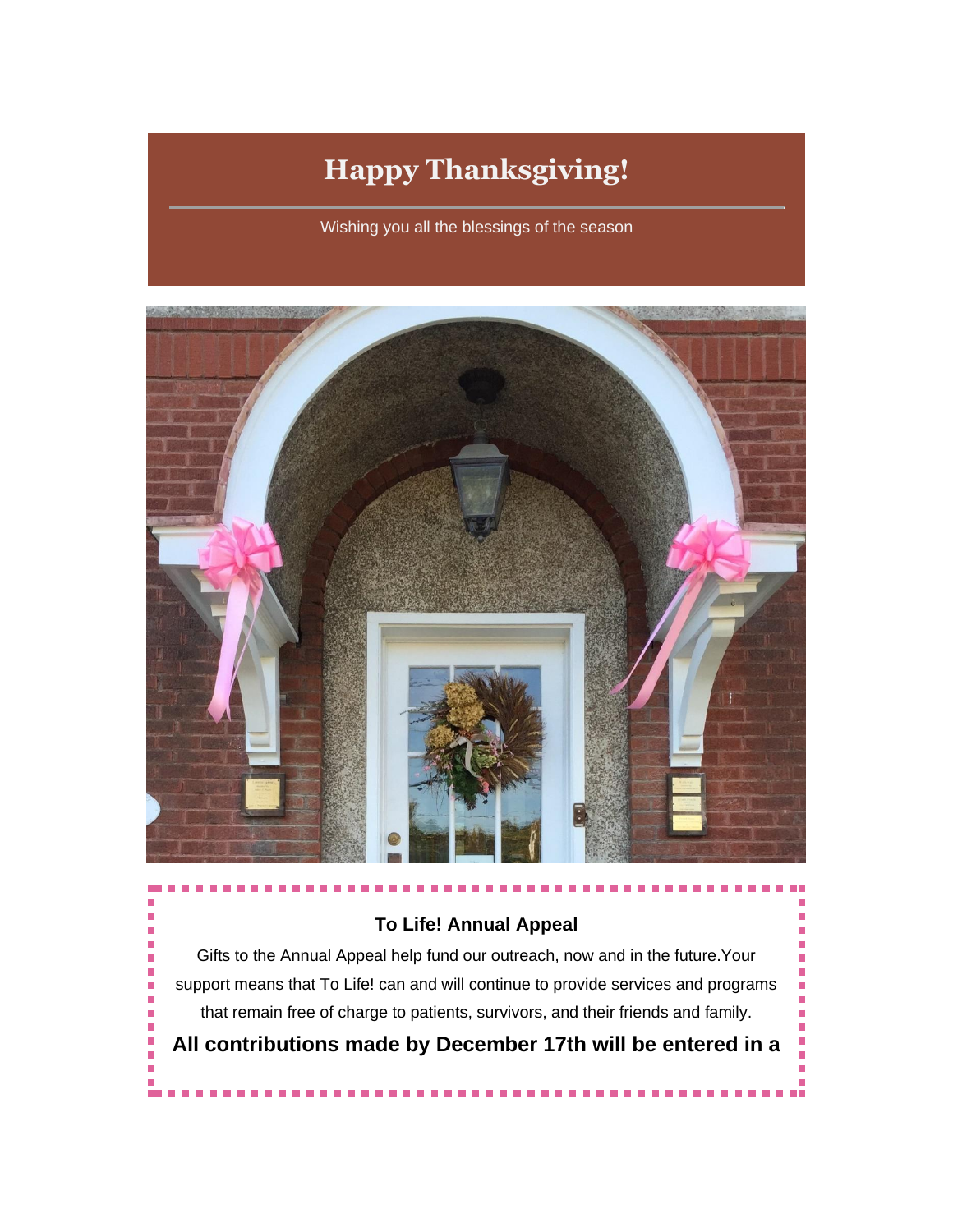# Happy Thanksgiving!

Wishing you all the blessings of the season

### To Life! Annual Appeal

Gifts to the Annual Appeal help fund our outreach, now and in the future.Your support means that To Life! can and will continue to provide services and programs that remain free of charge to patients, survivors, and their friends and family.

**All contributions made by December 17th will be entered in a**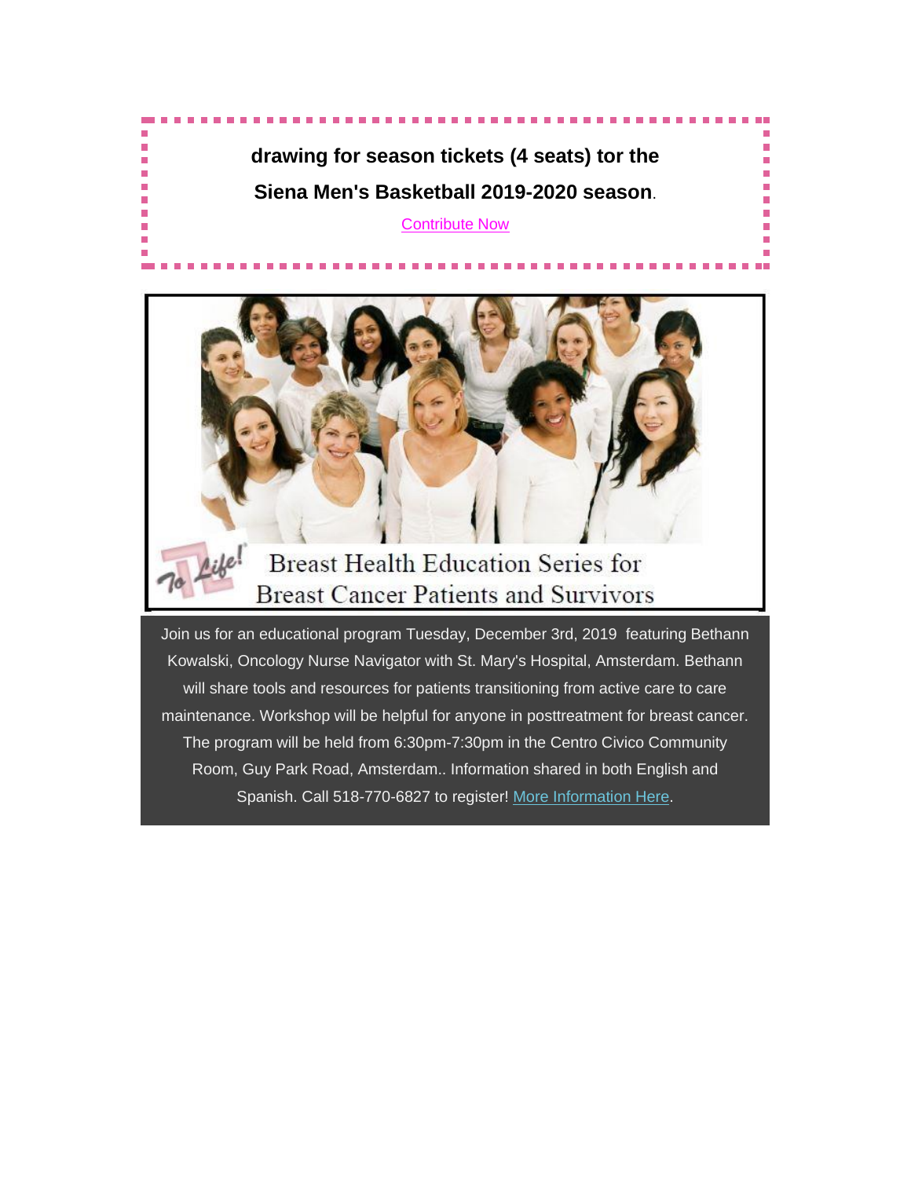**drawing for season tickets (4 seats) tor the**

**Siena Men's Basketball 2019-2020 season**.

Contribute Now

To Life!

Breast Health Education Series for Breast Cancer Patients and Survivors

Join us for an educational program Tuesday, December 3rd, 2019 featuring Bethann Kowalski, Oncology Nurse Navigator with St. Mary's Hospital, Amsterdam. Bethann will share tools and resources for patients transitioning from active care to care maintenance. Workshop will be helpful for anyone in posttreatment for breast cancer. The program will be held from 6:30pm-7:30pm in the Centro Civico Community Room, Guy Park Road, Amsterdam.. Information shared in both English and Spanish. Call 518-770-6827 to register! More Information Here.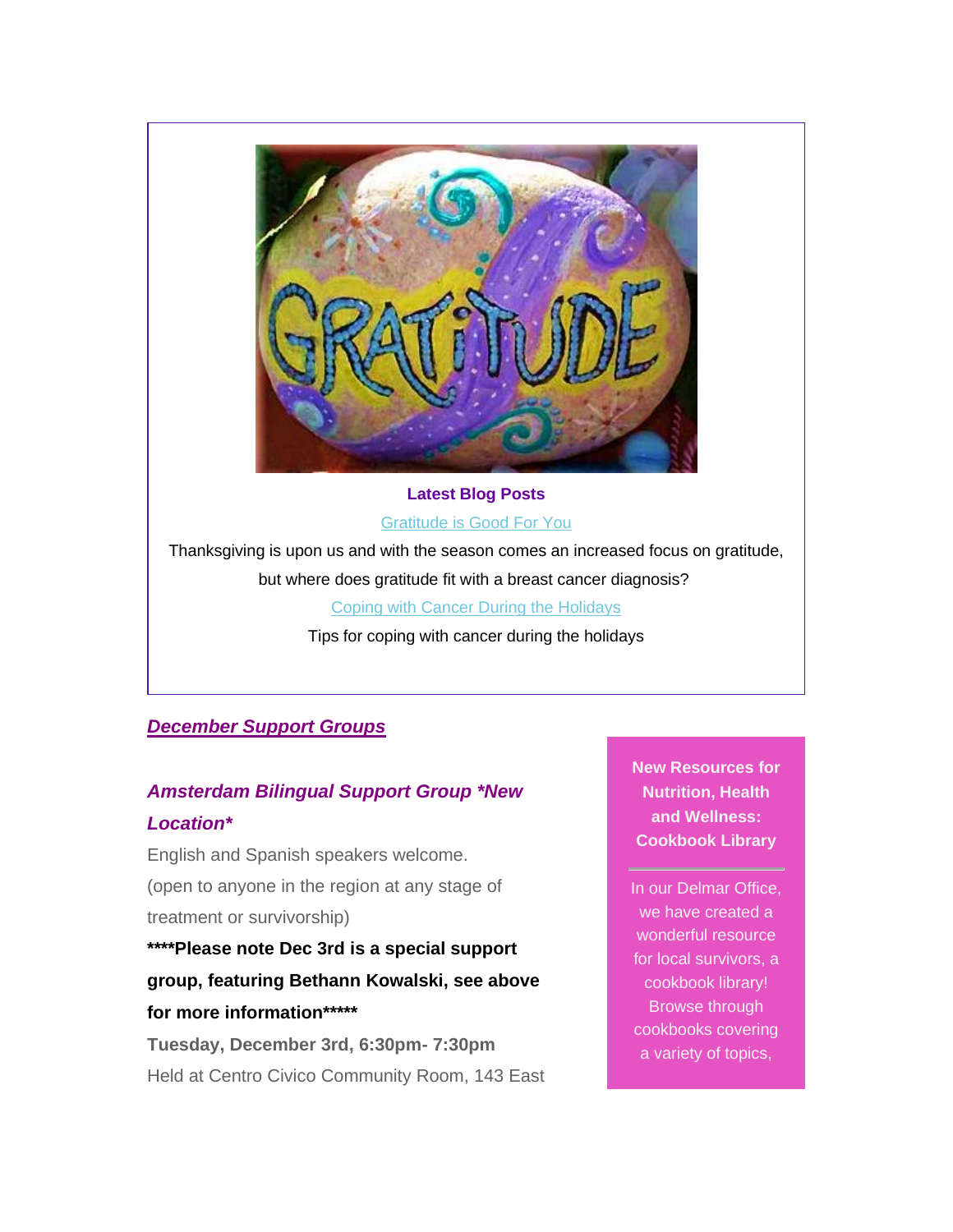**Latest Blog Posts**

[Gratitude is Good For You]

Thanksgiving is upon us and with the season comes an increased focus on gratitude, but where does gratitude fit with a breast cancer diagnosis?

[Coping with Cancer During the Holidays]

Tips for coping with cancer during the holidays

## *December Support Groups*

### *Amsterdam Bilingual Support Group *New Location**

English and Spanish speakers welcome.
(open to anyone in the region at any stage of treatment or survivorship)

****Please note Dec 3rd is a special support group, featuring Bethann Kowalski, see above for more information*****

**Tuesday, December 3rd, 6:30pm- 7:30pm**

Held at Centro Civico Community Room, 143 East

**New Resources for Nutrition, Health and Wellness: Cookbook Library**

In our Delmar Office, we have created a wonderful resource for local survivors, a cookbook library! Browse through cookbooks covering a variety of topics,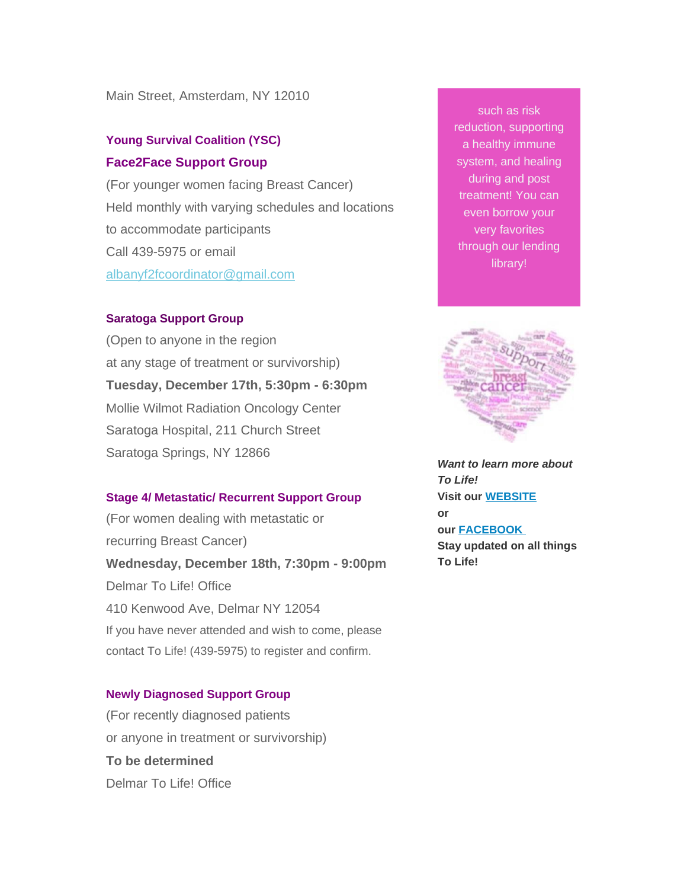Main Street, Amsterdam, NY 12010

### Young Survival Coalition (YSC)

### Face2Face Support Group

(For younger women facing Breast Cancer)
Held monthly with varying schedules and locations to accommodate participants
Call 439-5975 or email
albanyf2fcoordinator@gmail.com

### Saratoga Support Group

(Open to anyone in the region
at any stage of treatment or survivorship)
**Tuesday, December 17th, 5:30pm - 6:30pm**
Mollie Wilmot Radiation Oncology Center
Saratoga Hospital, 211 Church Street
Saratoga Springs, NY 12866

### Stage 4/ Metastatic/ Recurrent Support Group

(For women dealing with metastatic or
recurring Breast Cancer)
**Wednesday, December 18th, 7:30pm - 9:00pm**
Delmar To Life! Office
410 Kenwood Ave, Delmar NY 12054
If you have never attended and wish to come, please contact To Life! (439-5975) to register and confirm.

### Newly Diagnosed Support Group

(For recently diagnosed patients
or anyone in treatment or survivorship)
**To be determined**
Delmar To Life! Office

such as risk reduction, supporting a healthy immune system, and healing during and post treatment! You can even borrow your very favorites through our lending library!

***Want to learn more about To Life!***
**Visit our WEBSITE**
**or**
**our FACEBOOK**
**Stay updated on all things To Life!**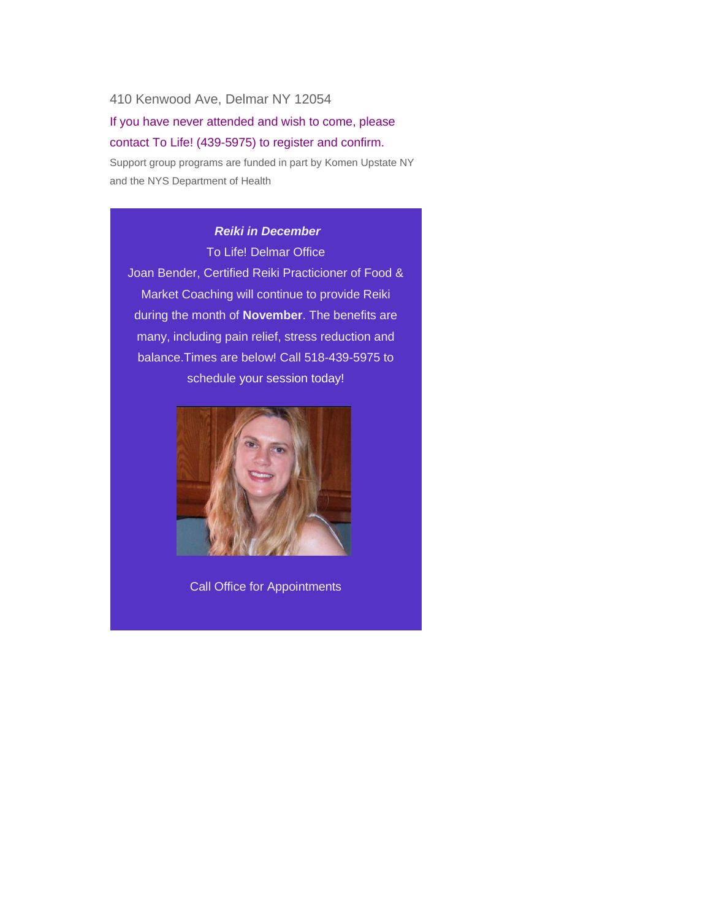410 Kenwood Ave, Delmar NY 12054

If you have never attended and wish to come, please contact To Life! (439-5975) to register and confirm.

Support group programs are funded in part by Komen Upstate NY and the NYS Department of Health

***Reiki in December***

To Life! Delmar Office

Joan Bender, Certified Reiki Practicioner of Food & Market Coaching will continue to provide Reiki during the month of **November**. The benefits are many, including pain relief, stress reduction and balance.Times are below! Call 518-439-5975 to schedule your session today!

Call Office for Appointments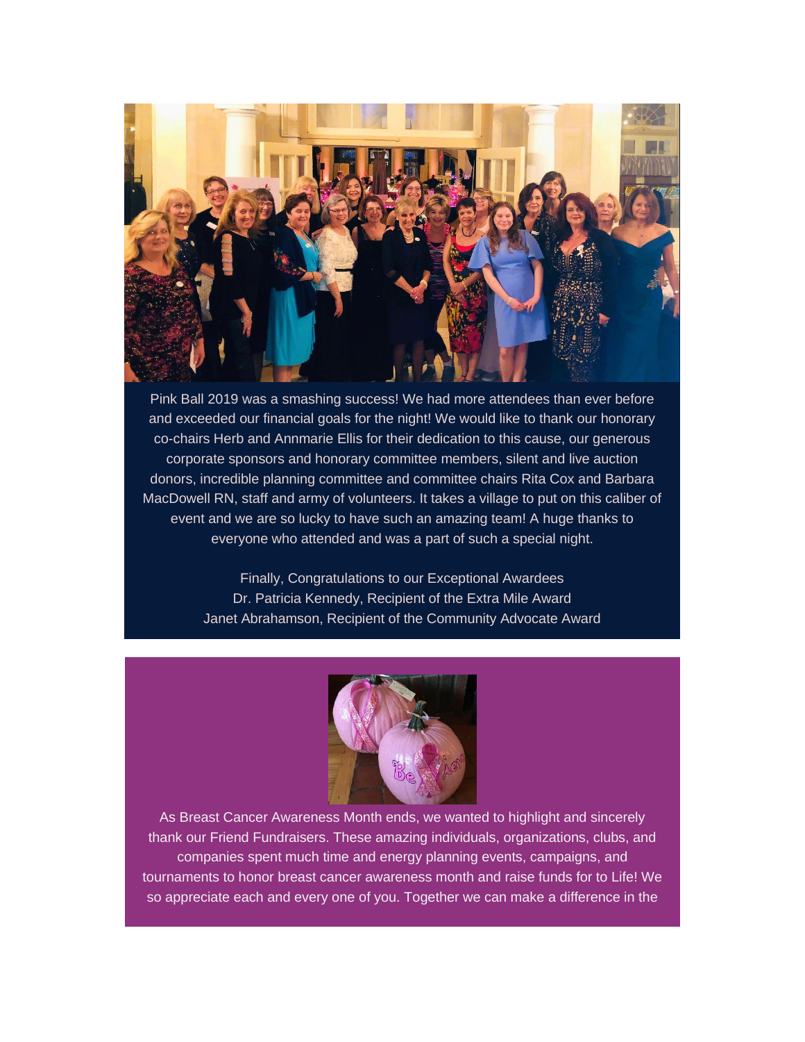Pink Ball 2019 was a smashing success! We had more attendees than ever before and exceeded our financial goals for the night! We would like to thank our honorary co-chairs Herb and Annmarie Ellis for their dedication to this cause, our generous corporate sponsors and honorary committee members, silent and live auction donors, incredible planning committee and committee chairs Rita Cox and Barbara MacDowell RN, staff and army of volunteers. It takes a village to put on this caliber of event and we are so lucky to have such an amazing team! A huge thanks to everyone who attended and was a part of such a special night.

Finally, Congratulations to our Exceptional Awardees
Dr. Patricia Kennedy, Recipient of the Extra Mile Award
Janet Abrahamson, Recipient of the Community Advocate Award

As Breast Cancer Awareness Month ends, we wanted to highlight and sincerely thank our Friend Fundraisers. These amazing individuals, organizations, clubs, and companies spent much time and energy planning events, campaigns, and tournaments to honor breast cancer awareness month and raise funds for to Life! We so appreciate each and every one of you. Together we can make a difference in the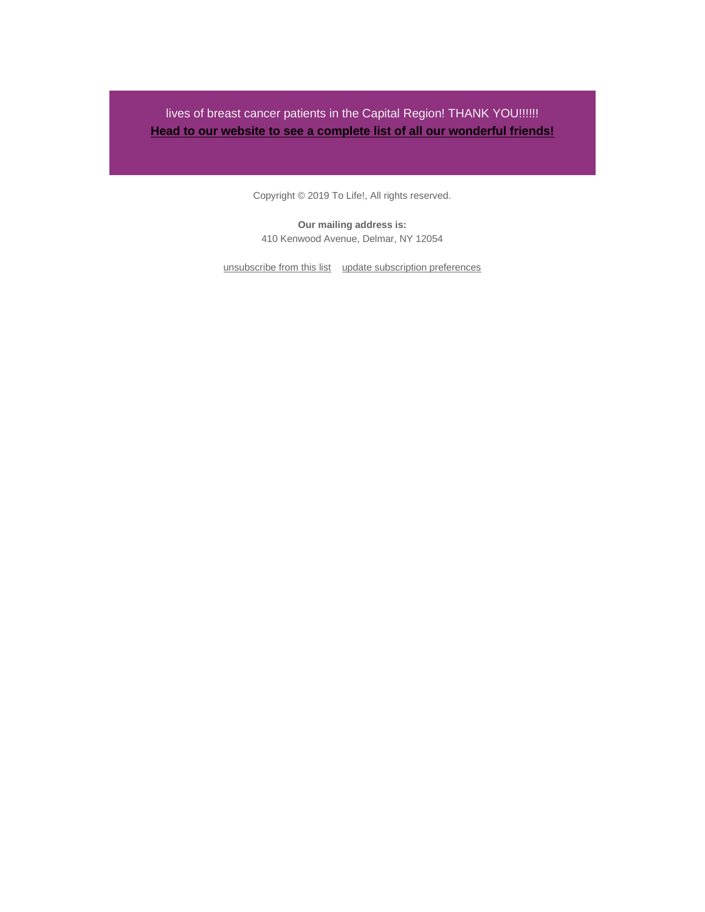lives of breast cancer patients in the Capital Region! THANK YOU!!!!!!

**Head to our website to see a complete list of all our wonderful friends!**

Copyright © 2019 To Life!, All rights reserved.

**Our mailing address is:**
410 Kenwood Avenue, Delmar, NY 12054

unsubscribe from this list    update subscription preferences